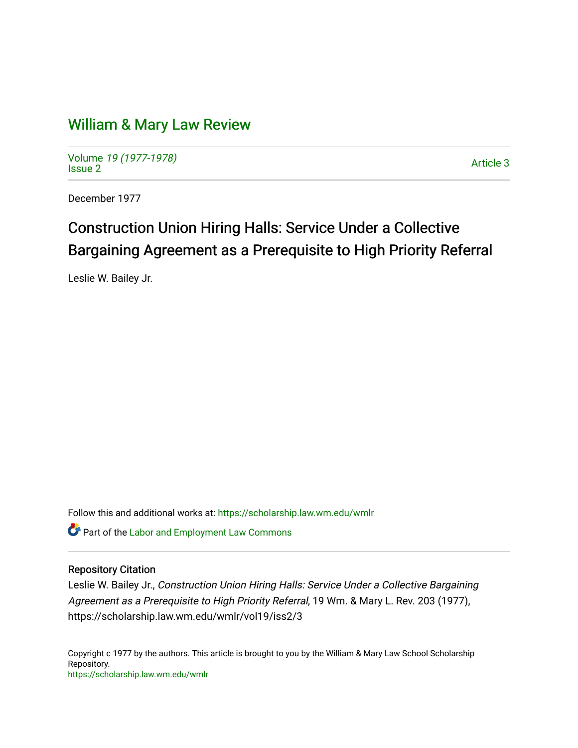# William & Mary Law Review

Volume 19 (1977-1978)
Issue 2

Article 3

December 1977

## Construction Union Hiring Halls: Service Under a Collective Bargaining Agreement as a Prerequisite to High Priority Referral

Leslie W. Bailey Jr.

Follow this and additional works at: https://scholarship.law.wm.edu/wmlr

Part of the Labor and Employment Law Commons

### Repository Citation

Leslie W. Bailey Jr., *Construction Union Hiring Halls: Service Under a Collective Bargaining Agreement as a Prerequisite to High Priority Referral*, 19 Wm. & Mary L. Rev. 203 (1977), https://scholarship.law.wm.edu/wmlr/vol19/iss2/3

Copyright c 1977 by the authors. This article is brought to you by the William & Mary Law School Scholarship Repository.
https://scholarship.law.wm.edu/wmlr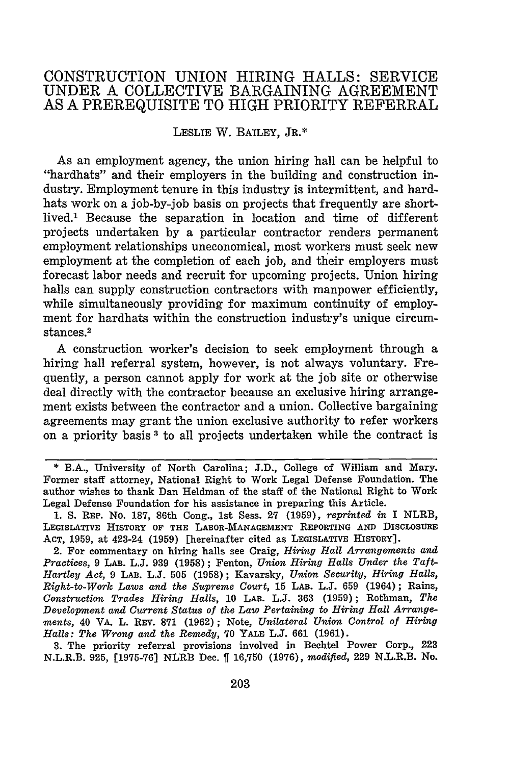# CONSTRUCTION UNION HIRING HALLS: SERVICE UNDER A COLLECTIVE BARGAINING AGREEMENT AS A PREREQUISITE TO HIGH PRIORITY REFERRAL

LESLIE W. BAILEY, JR.*

As an employment agency, the union hiring hall can be helpful to "hardhats" and their employers in the building and construction industry. Employment tenure in this industry is intermittent, and hardhats work on a job-by-job basis on projects that frequently are short-lived.[1] Because the separation in location and time of different projects undertaken by a particular contractor renders permanent employment relationships uneconomical, most workers must seek new employment at the completion of each job, and their employers must forecast labor needs and recruit for upcoming projects. Union hiring halls can supply construction contractors with manpower efficiently, while simultaneously providing for maximum continuity of employment for hardhats within the construction industry's unique circumstances.[2]

A construction worker's decision to seek employment through a hiring hall referral system, however, is not always voluntary. Frequently, a person cannot apply for work at the job site or otherwise deal directly with the contractor because an exclusive hiring arrangement exists between the contractor and a union. Collective bargaining agreements may grant the union exclusive authority to refer workers on a priority basis[3] to all projects undertaken while the contract is

---

\* B.A., University of North Carolina; J.D., College of William and Mary. Former staff attorney, National Right to Work Legal Defense Foundation. The author wishes to thank Dan Heldman of the staff of the National Right to Work Legal Defense Foundation for his assistance in preparing this Article.

1. S. REP. NO. 187, 86th Cong., 1st Sess. 27 (1959), *reprinted in* I NLRB, LEGISLATIVE HISTORY OF THE LABOR-MANAGEMENT REPORTING AND DISCLOSURE ACT, 1959, at 423-24 (1959) [hereinafter cited as LEGISLATIVE HISTORY].

2. For commentary on hiring halls see Craig, *Hiring Hall Arrangements and Practices*, 9 LAB. L.J. 939 (1958); Fenton, *Union Hiring Halls Under the Taft-Hartley Act*, 9 LAB. L.J. 505 (1958); Kavarsky, *Union Security, Hiring Halls, Right-to-Work Laws and the Supreme Court*, 15 LAB. L.J. 659 (1964); Rains, *Construction Trades Hiring Halls*, 10 LAB. L.J. 363 (1959); Rothman, *The Development and Current Status of the Law Pertaining to Hiring Hall Arrangements*, 40 VA. L. REV. 871 (1962); Note, *Unilateral Union Control of Hiring Halls: The Wrong and the Remedy*, 70 YALE L.J. 661 (1961).

3. The priority referral provisions involved in Bechtel Power Corp., 223 N.L.R.B. 925, [1975-76] NLRB Dec. ¶ 16,750 (1976), *modified*, 229 N.L.R.B. No.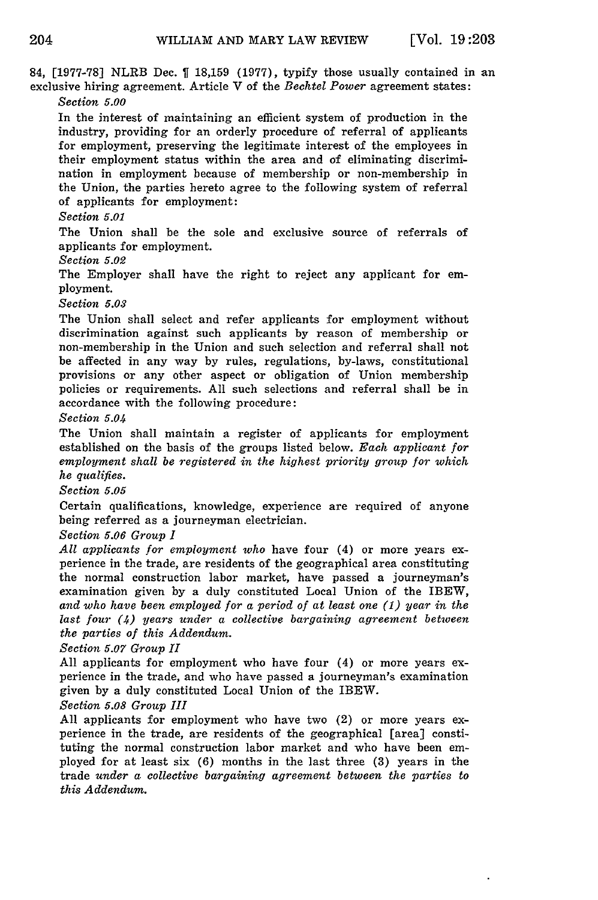84, [1977-78] NLRB Dec. ¶ 18,159 (1977), typify those usually contained in an exclusive hiring agreement. Article V of the *Bechtel Power* agreement states:

> *Section 5.00*
>
> In the interest of maintaining an efficient system of production in the industry, providing for an orderly procedure of referral of applicants for employment, preserving the legitimate interest of the employees in their employment status within the area and of eliminating discrimination in employment because of membership or non-membership in the Union, the parties hereto agree to the following system of referral of applicants for employment:
>
> *Section 5.01*
>
> The Union shall be the sole and exclusive source of referrals of applicants for employment.
>
> *Section 5.02*
>
> The Employer shall have the right to reject any applicant for employment.
>
> *Section 5.03*
>
> The Union shall select and refer applicants for employment without discrimination against such applicants by reason of membership or non-membership in the Union and such selection and referral shall not be affected in any way by rules, regulations, by-laws, constitutional provisions or any other aspect or obligation of Union membership policies or requirements. All such selections and referral shall be in accordance with the following procedure:
>
> *Section 5.04*
>
> The Union shall maintain a register of applicants for employment established on the basis of the groups listed below. *Each applicant for employment shall be registered in the highest priority group for which he qualifies.*
>
> *Section 5.05*
>
> Certain qualifications, knowledge, experience are required of anyone being referred as a journeyman electrician.
>
> *Section 5.06 Group I*
>
> *All applicants for employment who* have four (4) or more years experience in the trade, are residents of the geographical area constituting the normal construction labor market, have passed a journeyman's examination given by a duly constituted Local Union of the IBEW, *and who have been employed for a period of at least one (1) year in the last four (4) years under a collective bargaining agreement between the parties of this Addendum.*
>
> *Section 5.07 Group II*
>
> All applicants for employment who have four (4) or more years experience in the trade, and who have passed a journeyman's examination given by a duly constituted Local Union of the IBEW.
>
> *Section 5.08 Group III*
>
> All applicants for employment who have two (2) or more years experience in the trade, are residents of the geographical [area] constituting the normal construction labor market and who have been employed for at least six (6) months in the last three (3) years in the trade *under a collective bargaining agreement between the parties to this Addendum.*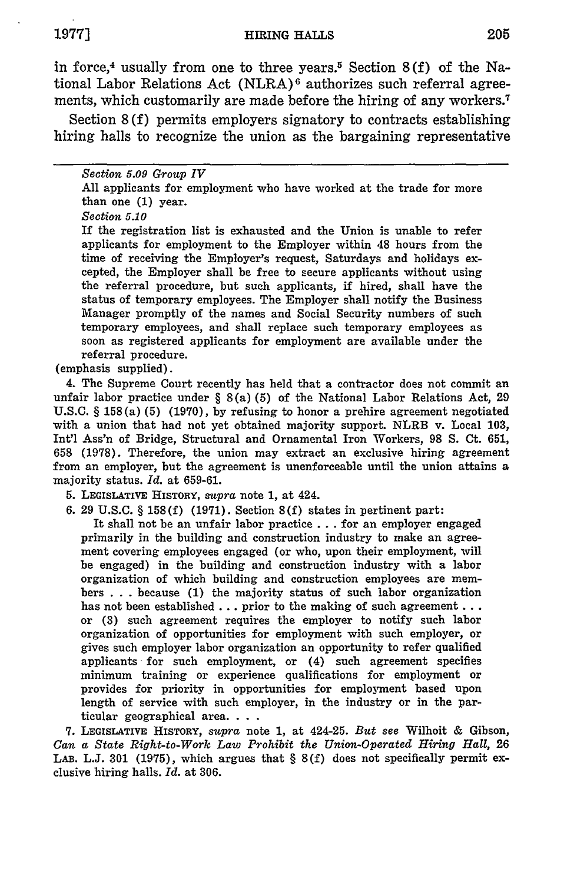in force,[4] usually from one to three years.[5] Section 8(f) of the National Labor Relations Act (NLRA)[6] authorizes such referral agreements, which customarily are made before the hiring of any workers.[7]

Section 8(f) permits employers signatory to contracts establishing hiring halls to recognize the union as the bargaining representative

---

> *Section 5.09 Group IV*
>
> All applicants for employment who have worked at the trade for more than one (1) year.
>
> *Section 5.10*
>
> If the registration list is exhausted and the Union is unable to refer applicants for employment to the Employer within 48 hours from the time of receiving the Employer's request, Saturdays and holidays excepted, the Employer shall be free to secure applicants without using the referral procedure, but such applicants, if hired, shall have the status of temporary employees. The Employer shall notify the Business Manager promptly of the names and Social Security numbers of such temporary employees, and shall replace such temporary employees as soon as registered applicants for employment are available under the referral procedure.

(emphasis supplied).

4. The Supreme Court recently has held that a contractor does not commit an unfair labor practice under § 8(a)(5) of the National Labor Relations Act, 29 U.S.C. § 158(a)(5) (1970), by refusing to honor a prehire agreement negotiated with a union that had not yet obtained majority support. NLRB v. Local 103, Int'l Ass'n of Bridge, Structural and Ornamental Iron Workers, 98 S. Ct. 651, 658 (1978). Therefore, the union may extract an exclusive hiring agreement from an employer, but the agreement is unenforceable until the union attains a majority status. *Id.* at 659-61.

5. LEGISLATIVE HISTORY, *supra* note 1, at 424.

6. 29 U.S.C. § 158(f) (1971). Section 8(f) states in pertinent part:

> It shall not be an unfair labor practice . . . for an employer engaged primarily in the building and construction industry to make an agreement covering employees engaged (or who, upon their employment, will be engaged) in the building and construction industry with a labor organization of which building and construction employees are members . . . because (1) the majority status of such labor organization has not been established . . . prior to the making of such agreement . . . or (3) such agreement requires the employer to notify such labor organization of opportunities for employment with such employer, or gives such employer labor organization an opportunity to refer qualified applicants for such employment, or (4) such agreement specifies minimum training or experience qualifications for employment or provides for priority in opportunities for employment based upon length of service with such employer, in the industry or in the particular geographical area. . . .

7. LEGISLATIVE HISTORY, *supra* note 1, at 424-25. *But see* Wilhoit & Gibson, *Can a State Right-to-Work Law Prohibit the Union-Operated Hiring Hall*, 26 LAB. L.J. 301 (1975), which argues that § 8(f) does not specifically permit exclusive hiring halls. *Id.* at 306.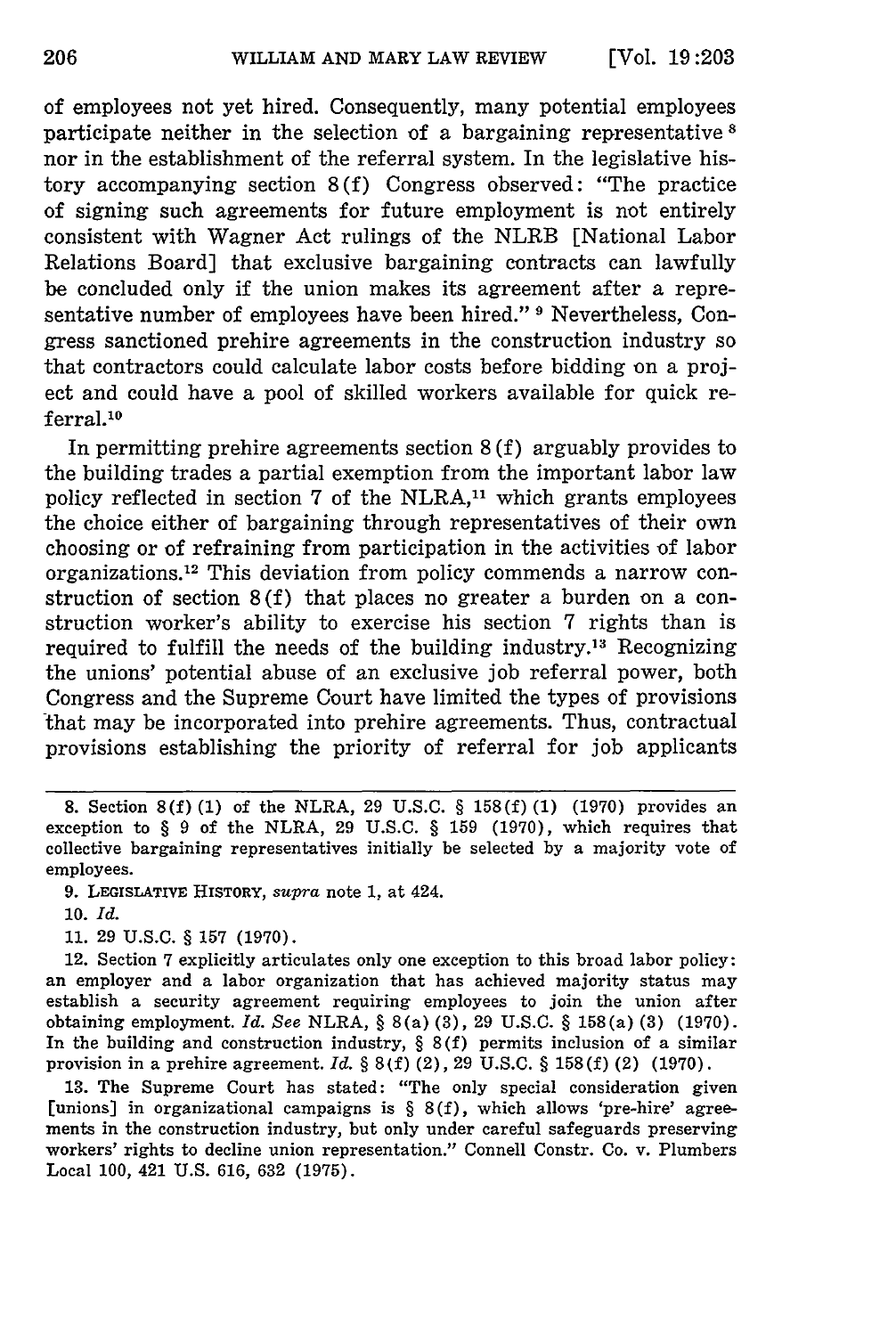of employees not yet hired. Consequently, many potential employees participate neither in the selection of a bargaining representative [8] nor in the establishment of the referral system. In the legislative history accompanying section 8(f) Congress observed: "The practice of signing such agreements for future employment is not entirely consistent with Wagner Act rulings of the NLRB [National Labor Relations Board] that exclusive bargaining contracts can lawfully be concluded only if the union makes its agreement after a representative number of employees have been hired." [9] Nevertheless, Congress sanctioned prehire agreements in the construction industry so that contractors could calculate labor costs before bidding on a project and could have a pool of skilled workers available for quick referral.[10]

In permitting prehire agreements section 8(f) arguably provides to the building trades a partial exemption from the important labor law policy reflected in section 7 of the NLRA,[11] which grants employees the choice either of bargaining through representatives of their own choosing or of refraining from participation in the activities of labor organizations.[12] This deviation from policy commends a narrow construction of section 8(f) that places no greater a burden on a construction worker's ability to exercise his section 7 rights than is required to fulfill the needs of the building industry.[13] Recognizing the unions' potential abuse of an exclusive job referral power, both Congress and the Supreme Court have limited the types of provisions that may be incorporated into prehire agreements. Thus, contractual provisions establishing the priority of referral for job applicants

---

8. Section 8(f)(1) of the NLRA, 29 U.S.C. § 158(f)(1) (1970) provides an exception to § 9 of the NLRA, 29 U.S.C. § 159 (1970), which requires that collective bargaining representatives initially be selected by a majority vote of employees.

9. LEGISLATIVE HISTORY, *supra* note 1, at 424.

10. *Id.*

11. 29 U.S.C. § 157 (1970).

12. Section 7 explicitly articulates only one exception to this broad labor policy: an employer and a labor organization that has achieved majority status may establish a security agreement requiring employees to join the union after obtaining employment. *Id. See* NLRA, § 8(a)(3), 29 U.S.C. § 158(a)(3) (1970). In the building and construction industry, § 8(f) permits inclusion of a similar provision in a prehire agreement. *Id.* § 8(f)(2), 29 U.S.C. § 158(f)(2) (1970).

13. The Supreme Court has stated: "The only special consideration given [unions] in organizational campaigns is § 8(f), which allows 'pre-hire' agreements in the construction industry, but only under careful safeguards preserving workers' rights to decline union representation." Connell Constr. Co. v. Plumbers Local 100, 421 U.S. 616, 632 (1975).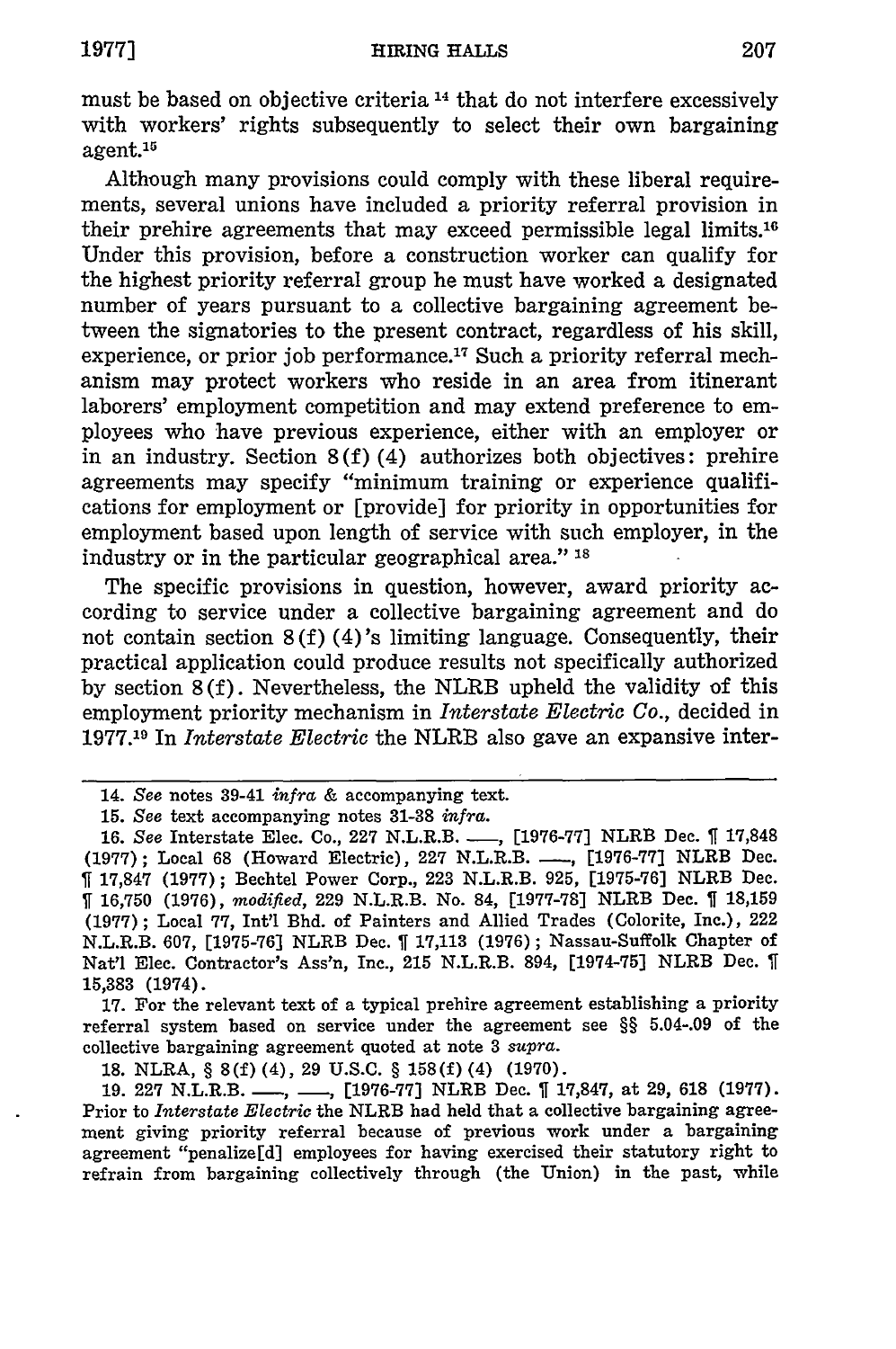must be based on objective criteria [14] that do not interfere excessively with workers' rights subsequently to select their own bargaining agent.[15]

Although many provisions could comply with these liberal requirements, several unions have included a priority referral provision in their prehire agreements that may exceed permissible legal limits.[16] Under this provision, before a construction worker can qualify for the highest priority referral group he must have worked a designated number of years pursuant to a collective bargaining agreement between the signatories to the present contract, regardless of his skill, experience, or prior job performance.[17] Such a priority referral mechanism may protect workers who reside in an area from itinerant laborers' employment competition and may extend preference to employees who have previous experience, either with an employer or in an industry. Section 8(f)(4) authorizes both objectives: prehire agreements may specify "minimum training or experience qualifications for employment or [provide] for priority in opportunities for employment based upon length of service with such employer, in the industry or in the particular geographical area." [18]

The specific provisions in question, however, award priority according to service under a collective bargaining agreement and do not contain section 8(f)(4)'s limiting language. Consequently, their practical application could produce results not specifically authorized by section 8(f). Nevertheless, the NLRB upheld the validity of this employment priority mechanism in *Interstate Electric Co.*, decided in 1977.[19] In *Interstate Electric* the NLRB also gave an expansive inter-

---

14. *See* notes 39-41 *infra* & accompanying text.

15. *See* text accompanying notes 31-38 *infra.*

16. *See* Interstate Elec. Co., 227 N.L.R.B. —, [1976-77] NLRB Dec. ¶ 17,848 (1977); Local 68 (Howard Electric), 227 N.L.R.B. —, [1976-77] NLRB Dec. ¶ 17,847 (1977); Bechtel Power Corp., 223 N.L.R.B. 925, [1975-76] NLRB Dec. ¶ 16,750 (1976), *modified*, 229 N.L.R.B. No. 84, [1977-78] NLRB Dec. ¶ 18,159 (1977); Local 77, Int'l Bhd. of Painters and Allied Trades (Colorite, Inc.), 222 N.L.R.B. 607, [1975-76] NLRB Dec. ¶ 17,113 (1976); Nassau-Suffolk Chapter of Nat'l Elec. Contractor's Ass'n, Inc., 215 N.L.R.B. 894, [1974-75] NLRB Dec. ¶ 15,383 (1974).

17. For the relevant text of a typical prehire agreement establishing a priority referral system based on service under the agreement see §§ 5.04-.09 of the collective bargaining agreement quoted at note 3 *supra.*

18. NLRA, § 8(f)(4), 29 U.S.C. § 158(f)(4) (1970).

19. 227 N.L.R.B. —, —, [1976-77] NLRB Dec. ¶ 17,847, at 29, 618 (1977). Prior to *Interstate Electric* the NLRB had held that a collective bargaining agreement giving priority referral because of previous work under a bargaining agreement "penalize[d] employees for having exercised their statutory right to refrain from bargaining collectively through (the Union) in the past, while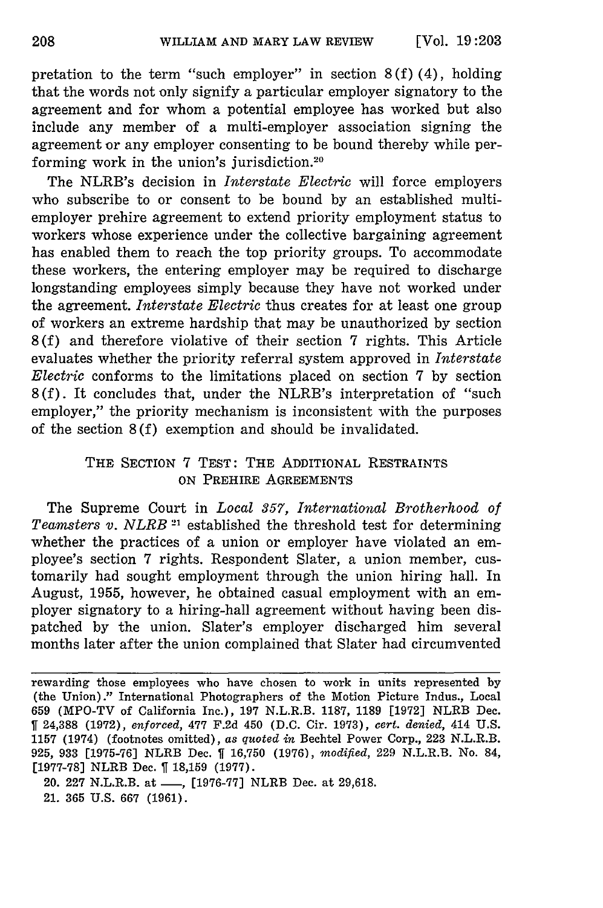pretation to the term "such employer" in section 8(f) (4), holding that the words not only signify a particular employer signatory to the agreement and for whom a potential employee has worked but also include any member of a multi-employer association signing the agreement or any employer consenting to be bound thereby while performing work in the union's jurisdiction.[20]

The NLRB's decision in *Interstate Electric* will force employers who subscribe to or consent to be bound by an established multi-employer prehire agreement to extend priority employment status to workers whose experience under the collective bargaining agreement has enabled them to reach the top priority groups. To accommodate these workers, the entering employer may be required to discharge longstanding employees simply because they have not worked under the agreement. *Interstate Electric* thus creates for at least one group of workers an extreme hardship that may be unauthorized by section 8(f) and therefore violative of their section 7 rights. This Article evaluates whether the priority referral system approved in *Interstate Electric* conforms to the limitations placed on section 7 by section 8(f). It concludes that, under the NLRB's interpretation of "such employer," the priority mechanism is inconsistent with the purposes of the section 8(f) exemption and should be invalidated.

## THE SECTION 7 TEST: THE ADDITIONAL RESTRAINTS ON PREHIRE AGREEMENTS

The Supreme Court in *Local 357, International Brotherhood of Teamsters v. NLRB*[21] established the threshold test for determining whether the practices of a union or employer have violated an employee's section 7 rights. Respondent Slater, a union member, customarily had sought employment through the union hiring hall. In August, 1955, however, he obtained casual employment with an employer signatory to a hiring-hall agreement without having been dispatched by the union. Slater's employer discharged him several months later after the union complained that Slater had circumvented

---

rewarding those employees who have chosen to work in units represented by (the Union)." International Photographers of the Motion Picture Indus., Local 659 (MPO-TV of California Inc.), 197 N.L.R.B. 1187, 1189 [1972] NLRB Dec. ¶ 24,388 (1972), *enforced*, 477 F.2d 450 (D.C. Cir. 1973), *cert. denied*, 414 U.S. 1157 (1974) (footnotes omitted), *as quoted in* Bechtel Power Corp., 223 N.L.R.B. 925, 933 [1975-76] NLRB Dec. ¶ 16,750 (1976), *modified*, 229 N.L.R.B. No. 84, [1977-78] NLRB Dec. ¶ 18,159 (1977).

20. 227 N.L.R.B. at —, [1976-77] NLRB Dec. at 29,618.

21. 365 U.S. 667 (1961).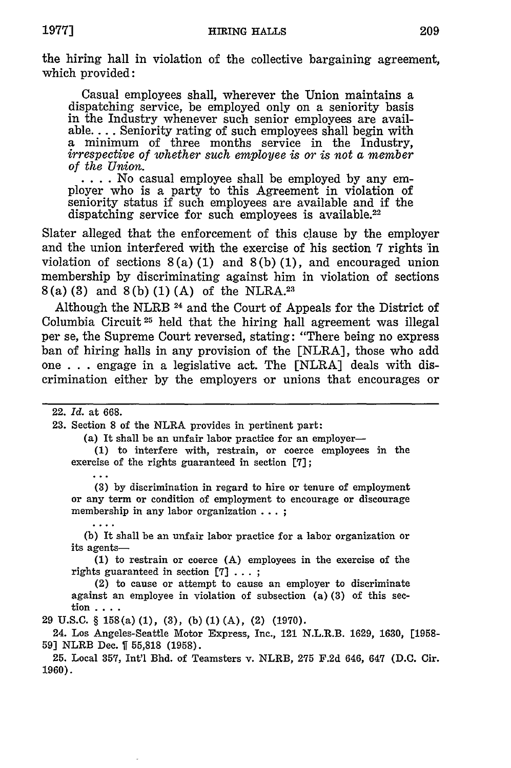the hiring hall in violation of the collective bargaining agreement, which provided:

> Casual employees shall, wherever the Union maintains a dispatching service, be employed only on a seniority basis in the Industry whenever such senior employees are available. . . . Seniority rating of such employees shall begin with a minimum of three months service in the Industry, *irrespective of whether such employee is or is not a member of the Union.*
>
> . . . . No casual employee shall be employed by any employer who is a party to this Agreement in violation of seniority status if such employees are available and if the dispatching service for such employees is available.[22]

Slater alleged that the enforcement of this clause by the employer and the union interfered with the exercise of his section 7 rights in violation of sections 8(a)(1) and 8(b)(1), and encouraged union membership by discriminating against him in violation of sections 8(a)(3) and 8(b)(1)(A) of the NLRA.[23]

Although the NLRB [24] and the Court of Appeals for the District of Columbia Circuit [25] held that the hiring hall agreement was illegal per se, the Supreme Court reversed, stating: "There being no express ban of hiring halls in any provision of the [NLRA], those who add one . . . engage in a legislative act. The [NLRA] deals with discrimination either by the employers or unions that encourages or

---

22. *Id.* at 668.

23. Section 8 of the NLRA provides in pertinent part:

> (a) It shall be an unfair labor practice for an employer—
>
> (1) to interfere with, restrain, or coerce employees in the exercise of the rights guaranteed in section [7];
>
> . . .
>
> (3) by discrimination in regard to hire or tenure of employment or any term or condition of employment to encourage or discourage membership in any labor organization . . . ;
>
> . . . .
>
> (b) It shall be an unfair labor practice for a labor organization or its agents—
>
> (1) to restrain or coerce (A) employees in the exercise of the rights guaranteed in section [7] . . . ;
>
> (2) to cause or attempt to cause an employer to discriminate against an employee in violation of subsection (a)(3) of this section . . . .

29 U.S.C. § 158(a)(1), (3), (b)(1)(A), (2) (1970).

24. Los Angeles-Seattle Motor Express, Inc., 121 N.L.R.B. 1629, 1630, [1958-59] NLRB Dec. ¶ 55,818 (1958).

25. Local 357, Int'l Bhd. of Teamsters v. NLRB, 275 F.2d 646, 647 (D.C. Cir. 1960).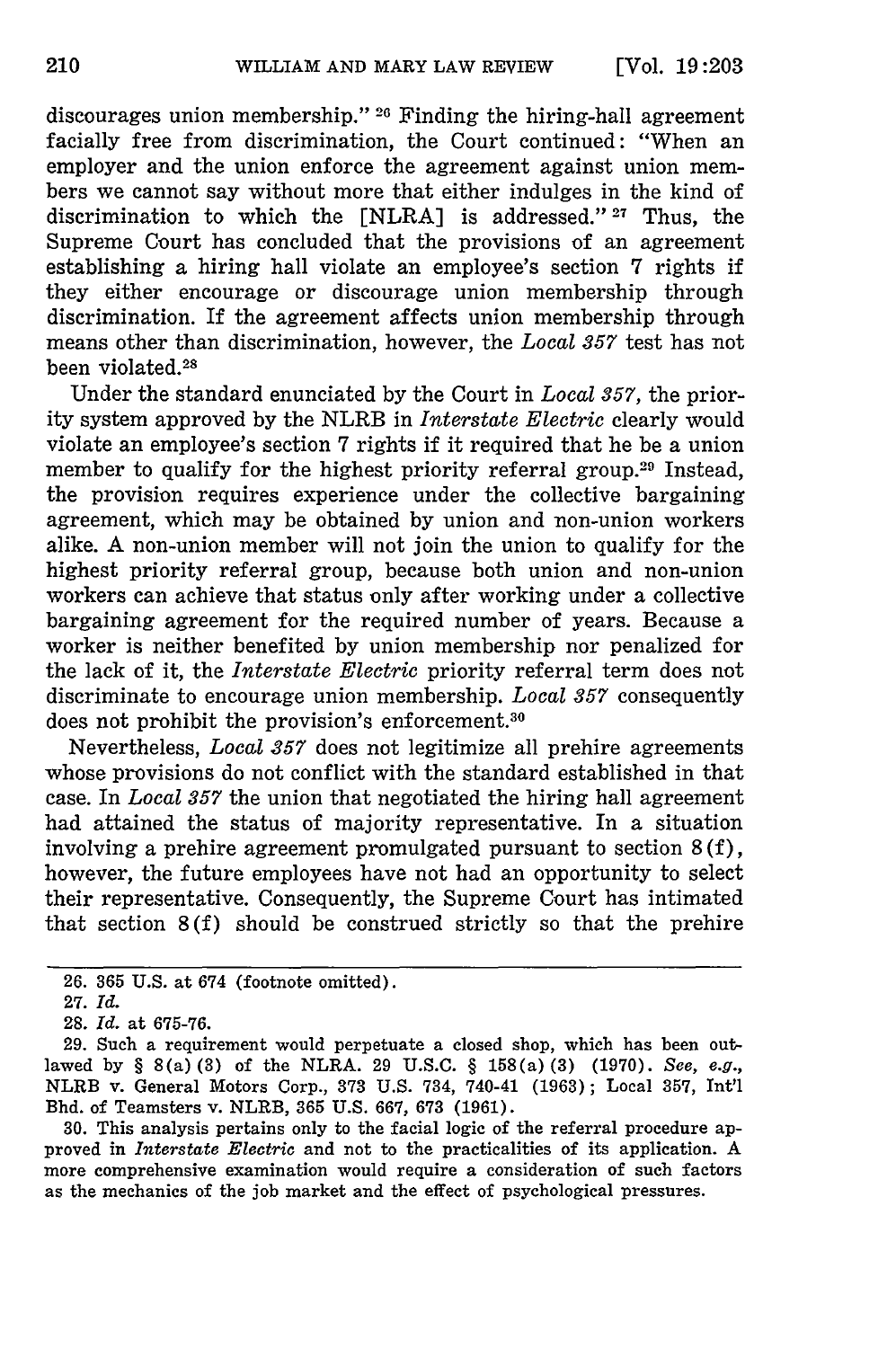discourages union membership." [26] Finding the hiring-hall agreement facially free from discrimination, the Court continued: "When an employer and the union enforce the agreement against union members we cannot say without more that either indulges in the kind of discrimination to which the [NLRA] is addressed." [27] Thus, the Supreme Court has concluded that the provisions of an agreement establishing a hiring hall violate an employee's section 7 rights if they either encourage or discourage union membership through discrimination. If the agreement affects union membership through means other than discrimination, however, the *Local 357* test has not been violated.[28]

Under the standard enunciated by the Court in *Local 357*, the priority system approved by the NLRB in *Interstate Electric* clearly would violate an employee's section 7 rights if it required that he be a union member to qualify for the highest priority referral group.[29] Instead, the provision requires experience under the collective bargaining agreement, which may be obtained by union and non-union workers alike. A non-union member will not join the union to qualify for the highest priority referral group, because both union and non-union workers can achieve that status only after working under a collective bargaining agreement for the required number of years. Because a worker is neither benefited by union membership nor penalized for the lack of it, the *Interstate Electric* priority referral term does not discriminate to encourage union membership. *Local 357* consequently does not prohibit the provision's enforcement.[30]

Nevertheless, *Local 357* does not legitimize all prehire agreements whose provisions do not conflict with the standard established in that case. In *Local 357* the union that negotiated the hiring hall agreement had attained the status of majority representative. In a situation involving a prehire agreement promulgated pursuant to section 8(f), however, the future employees have not had an opportunity to select their representative. Consequently, the Supreme Court has intimated that section 8(f) should be construed strictly so that the prehire

---

26. 365 U.S. at 674 (footnote omitted).

27. *Id.*

28. *Id.* at 675-76.

29. Such a requirement would perpetuate a closed shop, which has been outlawed by § 8(a)(3) of the NLRA. 29 U.S.C. § 158(a)(3) (1970). *See, e.g.*, NLRB v. General Motors Corp., 373 U.S. 734, 740-41 (1963); Local 357, Int'l Bhd. of Teamsters v. NLRB, 365 U.S. 667, 673 (1961).

30. This analysis pertains only to the facial logic of the referral procedure approved in *Interstate Electric* and not to the practicalities of its application. A more comprehensive examination would require a consideration of such factors as the mechanics of the job market and the effect of psychological pressures.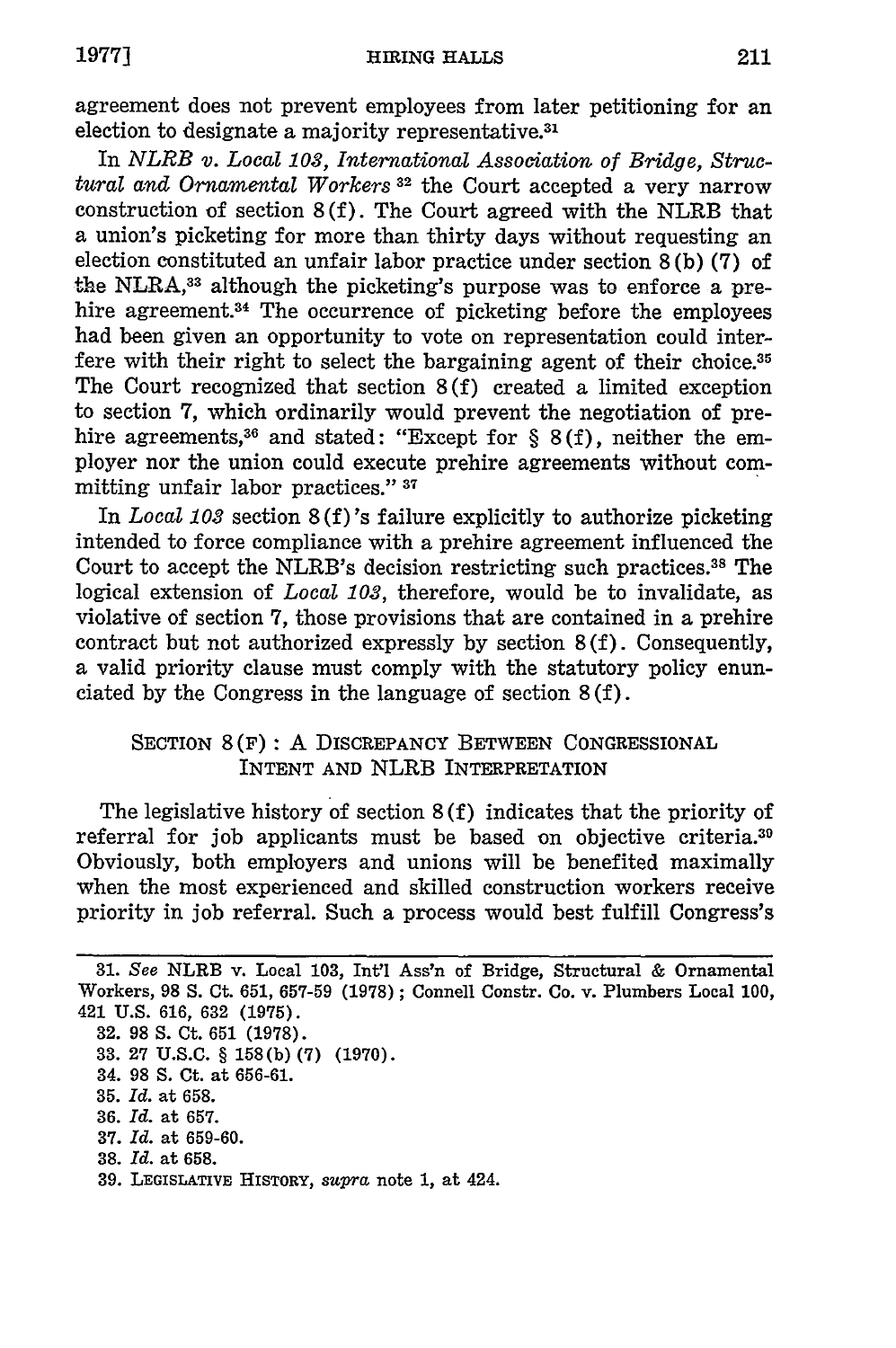agreement does not prevent employees from later petitioning for an election to designate a majority representative.[31]

In *NLRB v. Local 103, International Association of Bridge, Structural and Ornamental Workers*[32] the Court accepted a very narrow construction of section 8(f). The Court agreed with the NLRB that a union's picketing for more than thirty days without requesting an election constituted an unfair labor practice under section 8(b)(7) of the NLRA,[33] although the picketing's purpose was to enforce a prehire agreement.[34] The occurrence of picketing before the employees had been given an opportunity to vote on representation could interfere with their right to select the bargaining agent of their choice.[35] The Court recognized that section 8(f) created a limited exception to section 7, which ordinarily would prevent the negotiation of prehire agreements,[36] and stated: "Except for § 8(f), neither the employer nor the union could execute prehire agreements without committing unfair labor practices."[37]

In *Local 103* section 8(f)'s failure explicitly to authorize picketing intended to force compliance with a prehire agreement influenced the Court to accept the NLRB's decision restricting such practices.[38] The logical extension of *Local 103*, therefore, would be to invalidate, as violative of section 7, those provisions that are contained in a prehire contract but not authorized expressly by section 8(f). Consequently, a valid priority clause must comply with the statutory policy enunciated by the Congress in the language of section 8(f).

## SECTION 8(F): A DISCREPANCY BETWEEN CONGRESSIONAL INTENT AND NLRB INTERPRETATION

The legislative history of section 8(f) indicates that the priority of referral for job applicants must be based on objective criteria.[39] Obviously, both employers and unions will be benefited maximally when the most experienced and skilled construction workers receive priority in job referral. Such a process would best fulfill Congress's

31. *See* NLRB v. Local 103, Int'l Ass'n of Bridge, Structural & Ornamental Workers, 98 S. Ct. 651, 657-59 (1978); Connell Constr. Co. v. Plumbers Local 100, 421 U.S. 616, 632 (1975).

32. 98 S. Ct. 651 (1978).

33. 27 U.S.C. § 158(b)(7) (1970).

34. 98 S. Ct. at 656-61.

35. *Id.* at 658.

36. *Id.* at 657.

37. *Id.* at 659-60.

38. *Id.* at 658.

39. LEGISLATIVE HISTORY, *supra* note 1, at 424.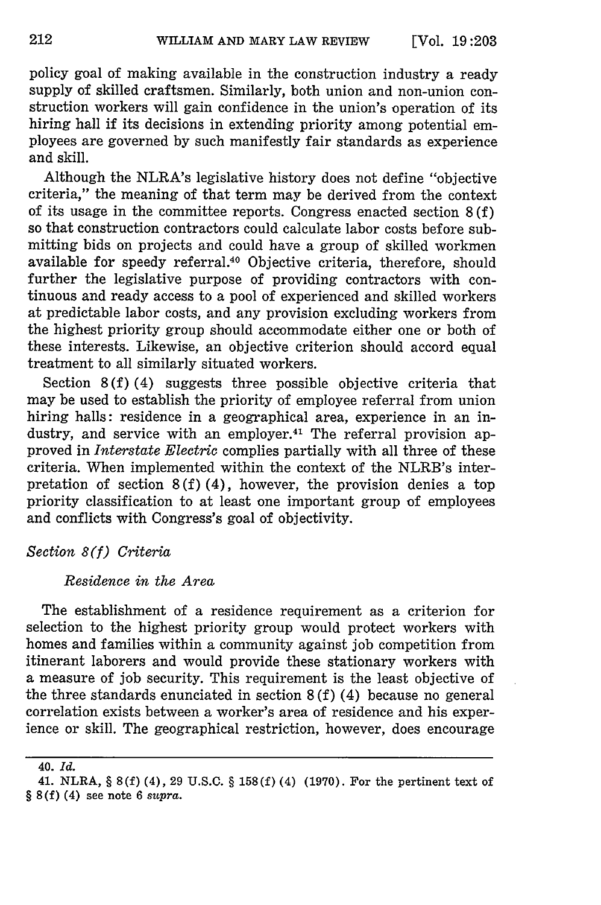policy goal of making available in the construction industry a ready supply of skilled craftsmen. Similarly, both union and non-union construction workers will gain confidence in the union's operation of its hiring hall if its decisions in extending priority among potential employees are governed by such manifestly fair standards as experience and skill.

Although the NLRA's legislative history does not define "objective criteria," the meaning of that term may be derived from the context of its usage in the committee reports. Congress enacted section 8(f) so that construction contractors could calculate labor costs before submitting bids on projects and could have a group of skilled workmen available for speedy referral.[40] Objective criteria, therefore, should further the legislative purpose of providing contractors with continuous and ready access to a pool of experienced and skilled workers at predictable labor costs, and any provision excluding workers from the highest priority group should accommodate either one or both of these interests. Likewise, an objective criterion should accord equal treatment to all similarly situated workers.

Section 8(f)(4) suggests three possible objective criteria that may be used to establish the priority of employee referral from union hiring halls: residence in a geographical area, experience in an industry, and service with an employer.[41] The referral provision approved in *Interstate Electric* complies partially with all three of these criteria. When implemented within the context of the NLRB's interpretation of section 8(f)(4), however, the provision denies a top priority classification to at least one important group of employees and conflicts with Congress's goal of objectivity.

### *Section 8(f) Criteria*

#### *Residence in the Area*

The establishment of a residence requirement as a criterion for selection to the highest priority group would protect workers with homes and families within a community against job competition from itinerant laborers and would provide these stationary workers with a measure of job security. This requirement is the least objective of the three standards enunciated in section 8(f)(4) because no general correlation exists between a worker's area of residence and his experience or skill. The geographical restriction, however, does encourage

---

40. *Id.*

41. NLRA, § 8(f)(4), 29 U.S.C. § 158(f)(4) (1970). For the pertinent text of § 8(f)(4) see note 6 *supra*.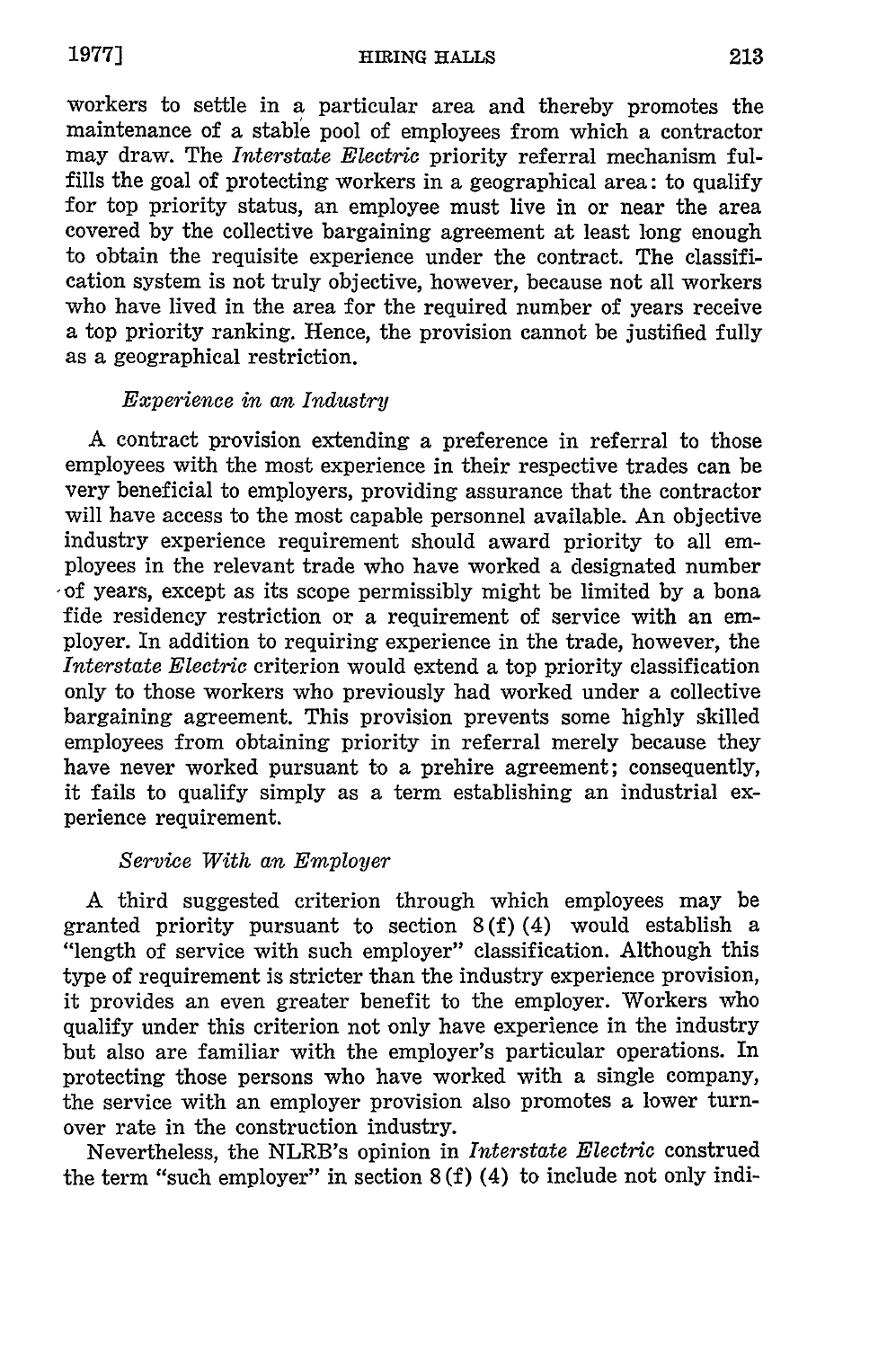workers to settle in a particular area and thereby promotes the maintenance of a stable pool of employees from which a contractor may draw. The *Interstate Electric* priority referral mechanism fulfills the goal of protecting workers in a geographical area: to qualify for top priority status, an employee must live in or near the area covered by the collective bargaining agreement at least long enough to obtain the requisite experience under the contract. The classification system is not truly objective, however, because not all workers who have lived in the area for the required number of years receive a top priority ranking. Hence, the provision cannot be justified fully as a geographical restriction.

### *Experience in an Industry*

A contract provision extending a preference in referral to those employees with the most experience in their respective trades can be very beneficial to employers, providing assurance that the contractor will have access to the most capable personnel available. An objective industry experience requirement should award priority to all employees in the relevant trade who have worked a designated number of years, except as its scope permissibly might be limited by a bona fide residency restriction or a requirement of service with an employer. In addition to requiring experience in the trade, however, the *Interstate Electric* criterion would extend a top priority classification only to those workers who previously had worked under a collective bargaining agreement. This provision prevents some highly skilled employees from obtaining priority in referral merely because they have never worked pursuant to a prehire agreement; consequently, it fails to qualify simply as a term establishing an industrial experience requirement.

### *Service With an Employer*

A third suggested criterion through which employees may be granted priority pursuant to section 8(f)(4) would establish a "length of service with such employer" classification. Although this type of requirement is stricter than the industry experience provision, it provides an even greater benefit to the employer. Workers who qualify under this criterion not only have experience in the industry but also are familiar with the employer's particular operations. In protecting those persons who have worked with a single company, the service with an employer provision also promotes a lower turnover rate in the construction industry.

Nevertheless, the NLRB's opinion in *Interstate Electric* construed the term "such employer" in section 8(f)(4) to include not only indi-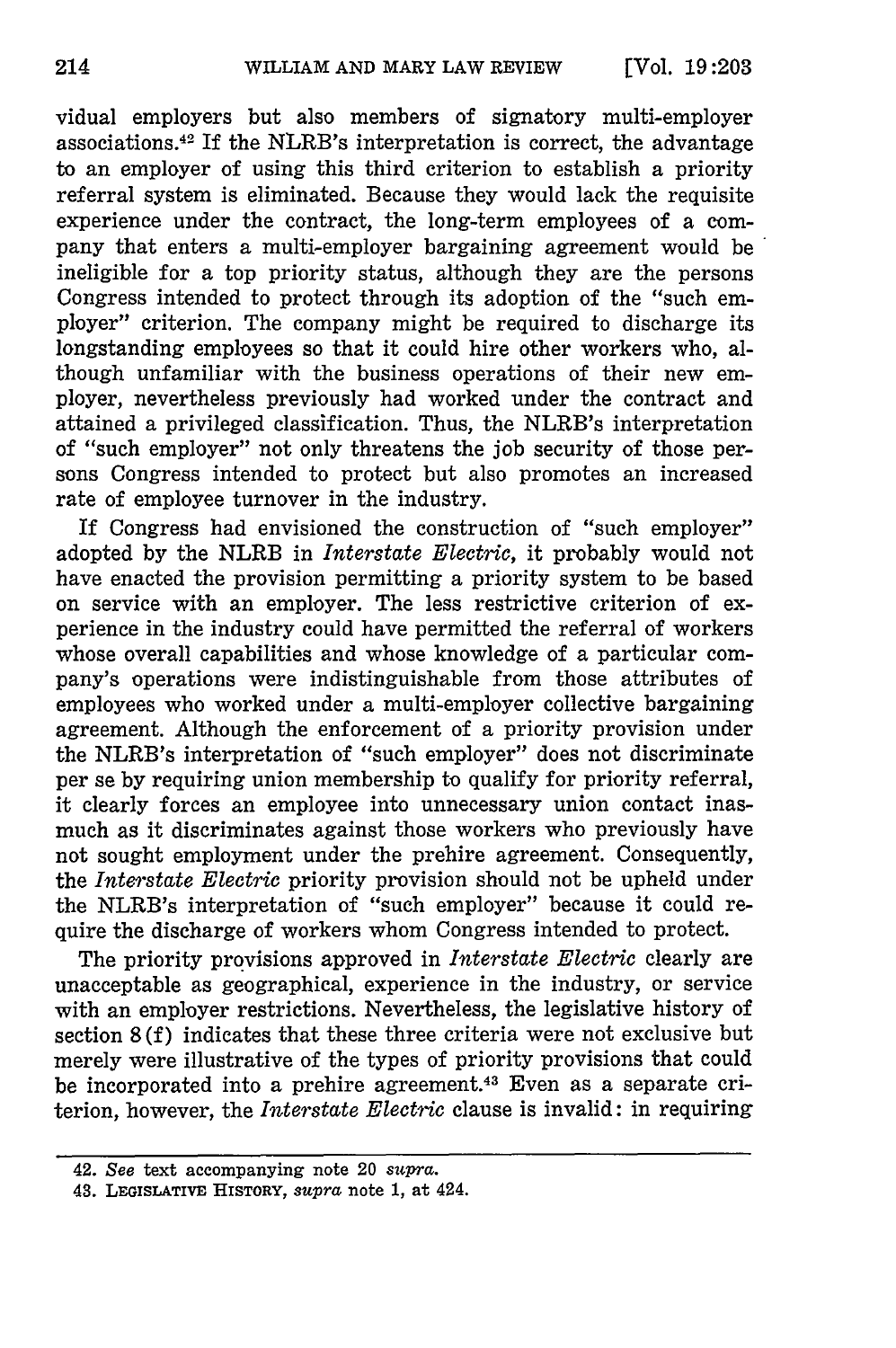vidual employers but also members of signatory multi-employer associations.[42] If the NLRB's interpretation is correct, the advantage to an employer of using this third criterion to establish a priority referral system is eliminated. Because they would lack the requisite experience under the contract, the long-term employees of a company that enters a multi-employer bargaining agreement would be ineligible for a top priority status, although they are the persons Congress intended to protect through its adoption of the "such employer" criterion. The company might be required to discharge its longstanding employees so that it could hire other workers who, although unfamiliar with the business operations of their new employer, nevertheless previously had worked under the contract and attained a privileged classification. Thus, the NLRB's interpretation of "such employer" not only threatens the job security of those persons Congress intended to protect but also promotes an increased rate of employee turnover in the industry.

If Congress had envisioned the construction of "such employer" adopted by the NLRB in *Interstate Electric*, it probably would not have enacted the provision permitting a priority system to be based on service with an employer. The less restrictive criterion of experience in the industry could have permitted the referral of workers whose overall capabilities and whose knowledge of a particular company's operations were indistinguishable from those attributes of employees who worked under a multi-employer collective bargaining agreement. Although the enforcement of a priority provision under the NLRB's interpretation of "such employer" does not discriminate per se by requiring union membership to qualify for priority referral, it clearly forces an employee into unnecessary union contact inasmuch as it discriminates against those workers who previously have not sought employment under the prehire agreement. Consequently, the *Interstate Electric* priority provision should not be upheld under the NLRB's interpretation of "such employer" because it could require the discharge of workers whom Congress intended to protect.

The priority provisions approved in *Interstate Electric* clearly are unacceptable as geographical, experience in the industry, or service with an employer restrictions. Nevertheless, the legislative history of section 8(f) indicates that these three criteria were not exclusive but merely were illustrative of the types of priority provisions that could be incorporated into a prehire agreement.[43] Even as a separate criterion, however, the *Interstate Electric* clause is invalid: in requiring

---

42. *See* text accompanying note 20 *supra*.

43. LEGISLATIVE HISTORY, *supra* note 1, at 424.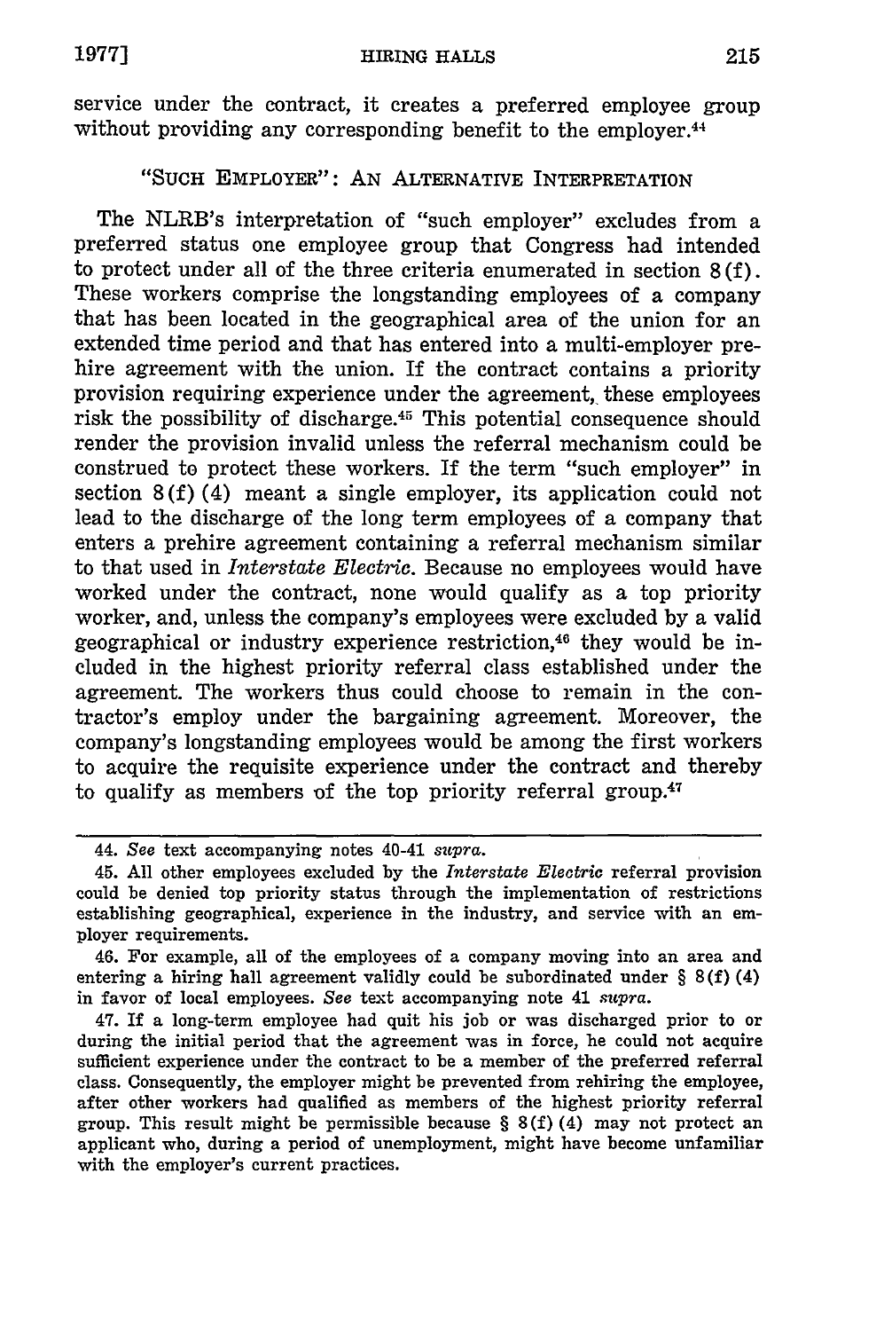service under the contract, it creates a preferred employee group without providing any corresponding benefit to the employer.[44]

## "SUCH EMPLOYER": AN ALTERNATIVE INTERPRETATION

The NLRB's interpretation of "such employer" excludes from a preferred status one employee group that Congress had intended to protect under all of the three criteria enumerated in section 8(f). These workers comprise the longstanding employees of a company that has been located in the geographical area of the union for an extended time period and that has entered into a multi-employer prehire agreement with the union. If the contract contains a priority provision requiring experience under the agreement, these employees risk the possibility of discharge.[45] This potential consequence should render the provision invalid unless the referral mechanism could be construed to protect these workers. If the term "such employer" in section 8(f)(4) meant a single employer, its application could not lead to the discharge of the long term employees of a company that enters a prehire agreement containing a referral mechanism similar to that used in *Interstate Electric*. Because no employees would have worked under the contract, none would qualify as a top priority worker, and, unless the company's employees were excluded by a valid geographical or industry experience restriction,[46] they would be included in the highest priority referral class established under the agreement. The workers thus could choose to remain in the contractor's employ under the bargaining agreement. Moreover, the company's longstanding employees would be among the first workers to acquire the requisite experience under the contract and thereby to qualify as members of the top priority referral group.[47]

---

44. *See* text accompanying notes 40-41 *supra*.

45. All other employees excluded by the *Interstate Electric* referral provision could be denied top priority status through the implementation of restrictions establishing geographical, experience in the industry, and service with an employer requirements.

46. For example, all of the employees of a company moving into an area and entering a hiring hall agreement validly could be subordinated under § 8(f)(4) in favor of local employees. *See* text accompanying note 41 *supra*.

47. If a long-term employee had quit his job or was discharged prior to or during the initial period that the agreement was in force, he could not acquire sufficient experience under the contract to be a member of the preferred referral class. Consequently, the employer might be prevented from rehiring the employee, after other workers had qualified as members of the highest priority referral group. This result might be permissible because § 8(f)(4) may not protect an applicant who, during a period of unemployment, might have become unfamiliar with the employer's current practices.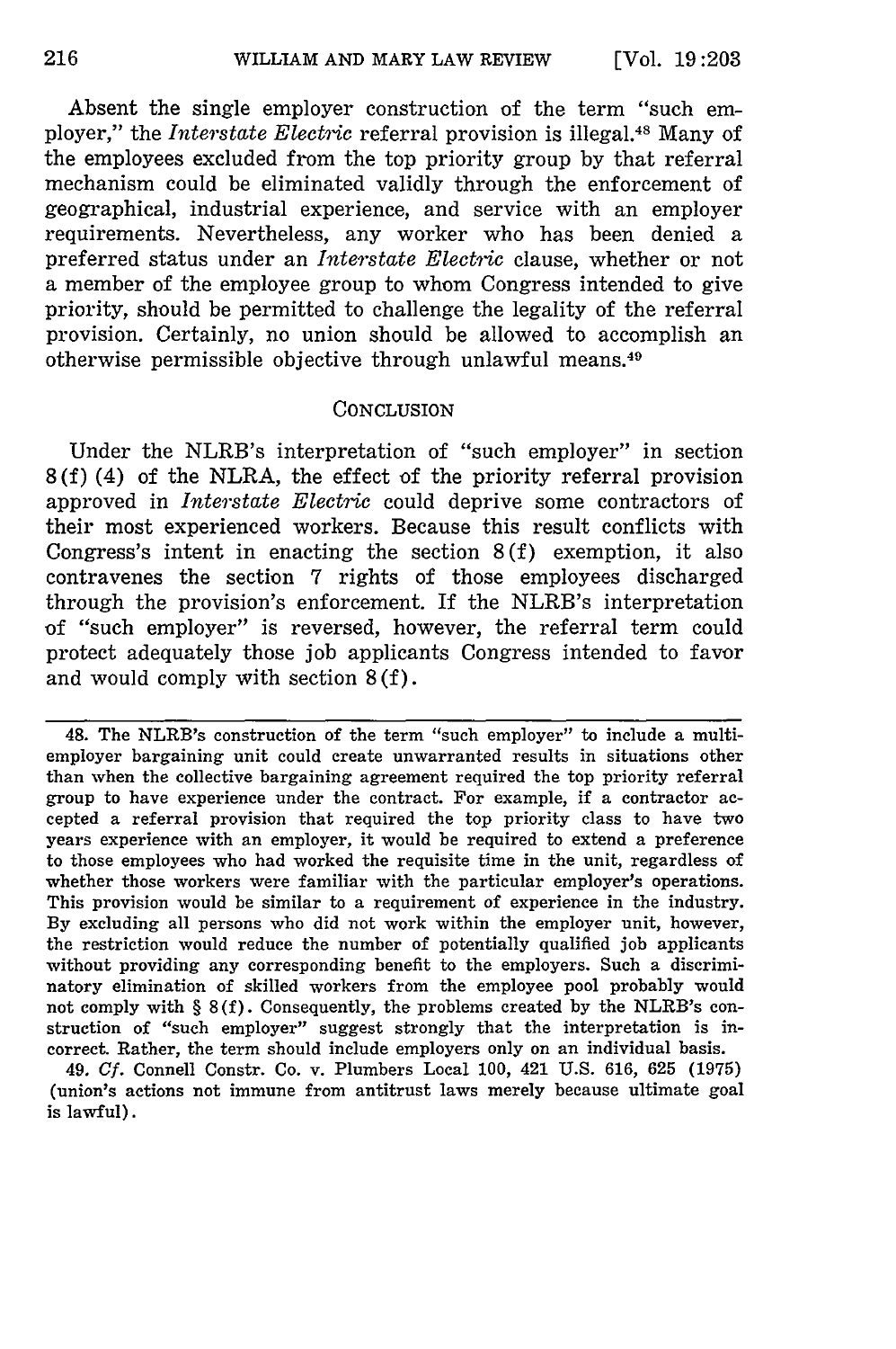Absent the single employer construction of the term "such employer," the *Interstate Electric* referral provision is illegal.[48] Many of the employees excluded from the top priority group by that referral mechanism could be eliminated validly through the enforcement of geographical, industrial experience, and service with an employer requirements. Nevertheless, any worker who has been denied a preferred status under an *Interstate Electric* clause, whether or not a member of the employee group to whom Congress intended to give priority, should be permitted to challenge the legality of the referral provision. Certainly, no union should be allowed to accomplish an otherwise permissible objective through unlawful means.[49]

## CONCLUSION

Under the NLRB's interpretation of "such employer" in section 8(f)(4) of the NLRA, the effect of the priority referral provision approved in *Interstate Electric* could deprive some contractors of their most experienced workers. Because this result conflicts with Congress's intent in enacting the section 8(f) exemption, it also contravenes the section 7 rights of those employees discharged through the provision's enforcement. If the NLRB's interpretation of "such employer" is reversed, however, the referral term could protect adequately those job applicants Congress intended to favor and would comply with section 8(f).

---

48. The NLRB's construction of the term "such employer" to include a multi-employer bargaining unit could create unwarranted results in situations other than when the collective bargaining agreement required the top priority referral group to have experience under the contract. For example, if a contractor accepted a referral provision that required the top priority class to have two years experience with an employer, it would be required to extend a preference to those employees who had worked the requisite time in the unit, regardless of whether those workers were familiar with the particular employer's operations. This provision would be similar to a requirement of experience in the industry. By excluding all persons who did not work within the employer unit, however, the restriction would reduce the number of potentially qualified job applicants without providing any corresponding benefit to the employers. Such a discriminatory elimination of skilled workers from the employee pool probably would not comply with § 8(f). Consequently, the problems created by the NLRB's construction of "such employer" suggest strongly that the interpretation is incorrect. Rather, the term should include employers only on an individual basis.

49. *Cf.* Connell Constr. Co. v. Plumbers Local 100, 421 U.S. 616, 625 (1975) (union's actions not immune from antitrust laws merely because ultimate goal is lawful).